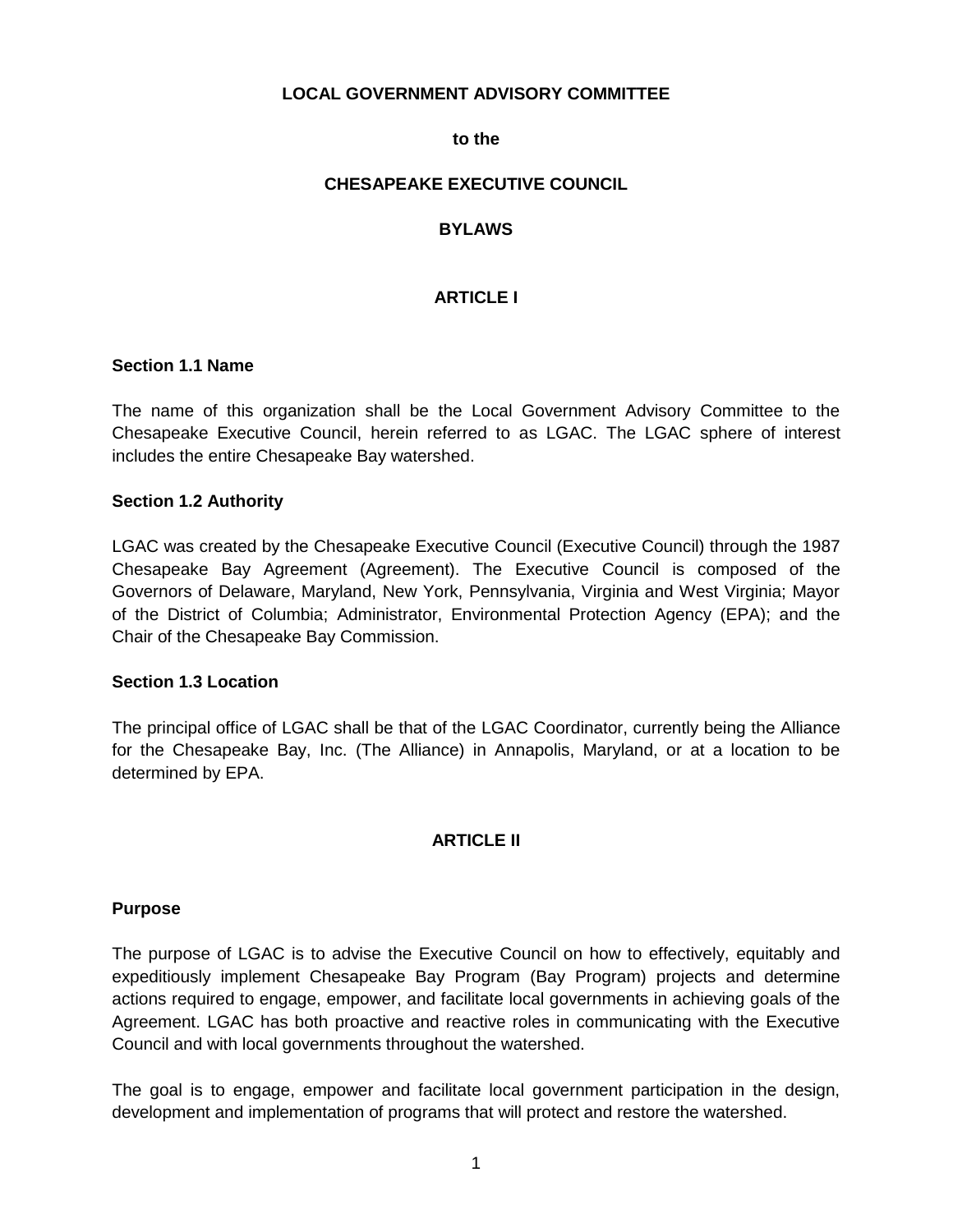# LOCAL GOVERNMENT ADVISORY COMMITTEE

**to the**

# CHESAPEAKE EXECUTIVE COUNCIL

# BYLAWS

## ARTICLE I

### Section 1.1 Name

The name of this organization shall be the Local Government Advisory Committee to the Chesapeake Executive Council, herein referred to as LGAC. The LGAC sphere of interest includes the entire Chesapeake Bay watershed.

### Section 1.2 Authority

LGAC was created by the Chesapeake Executive Council (Executive Council) through the 1987 Chesapeake Bay Agreement (Agreement). The Executive Council is composed of the Governors of Delaware, Maryland, New York, Pennsylvania, Virginia and West Virginia; Mayor of the District of Columbia; Administrator, Environmental Protection Agency (EPA); and the Chair of the Chesapeake Bay Commission.

### Section 1.3 Location

The principal office of LGAC shall be that of the LGAC Coordinator, currently being the Alliance for the Chesapeake Bay, Inc. (The Alliance) in Annapolis, Maryland, or at a location to be determined by EPA.

## ARTICLE II

### Purpose

The purpose of LGAC is to advise the Executive Council on how to effectively, equitably and expeditiously implement Chesapeake Bay Program (Bay Program) projects and determine actions required to engage, empower, and facilitate local governments in achieving goals of the Agreement. LGAC has both proactive and reactive roles in communicating with the Executive Council and with local governments throughout the watershed.

The goal is to engage, empower and facilitate local government participation in the design, development and implementation of programs that will protect and restore the watershed.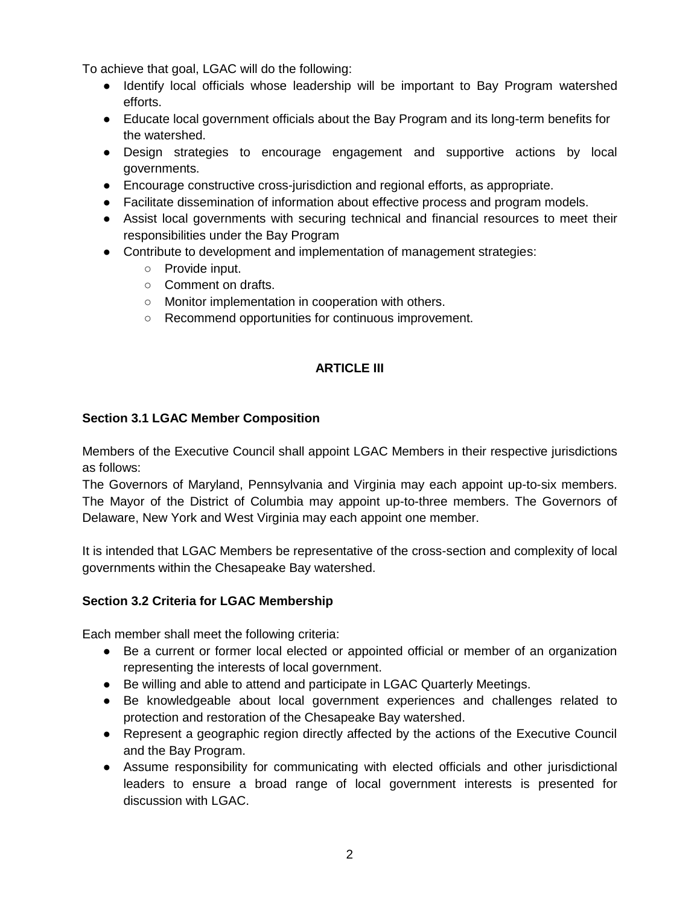To achieve that goal, LGAC will do the following:

- Identify local officials whose leadership will be important to Bay Program watershed efforts.
- Educate local government officials about the Bay Program and its long-term benefits for the watershed.
- Design strategies to encourage engagement and supportive actions by local governments.
- Encourage constructive cross-jurisdiction and regional efforts, as appropriate.
- Facilitate dissemination of information about effective process and program models.
- Assist local governments with securing technical and financial resources to meet their responsibilities under the Bay Program
- Contribute to development and implementation of management strategies:
  - Provide input.
  - Comment on drafts.
  - Monitor implementation in cooperation with others.
  - Recommend opportunities for continuous improvement.

## ARTICLE III

### Section 3.1 LGAC Member Composition

Members of the Executive Council shall appoint LGAC Members in their respective jurisdictions as follows:
The Governors of Maryland, Pennsylvania and Virginia may each appoint up-to-six members. The Mayor of the District of Columbia may appoint up-to-three members. The Governors of Delaware, New York and West Virginia may each appoint one member.

It is intended that LGAC Members be representative of the cross-section and complexity of local governments within the Chesapeake Bay watershed.

### Section 3.2 Criteria for LGAC Membership

Each member shall meet the following criteria:

- Be a current or former local elected or appointed official or member of an organization representing the interests of local government.
- Be willing and able to attend and participate in LGAC Quarterly Meetings.
- Be knowledgeable about local government experiences and challenges related to protection and restoration of the Chesapeake Bay watershed.
- Represent a geographic region directly affected by the actions of the Executive Council and the Bay Program.
- Assume responsibility for communicating with elected officials and other jurisdictional leaders to ensure a broad range of local government interests is presented for discussion with LGAC.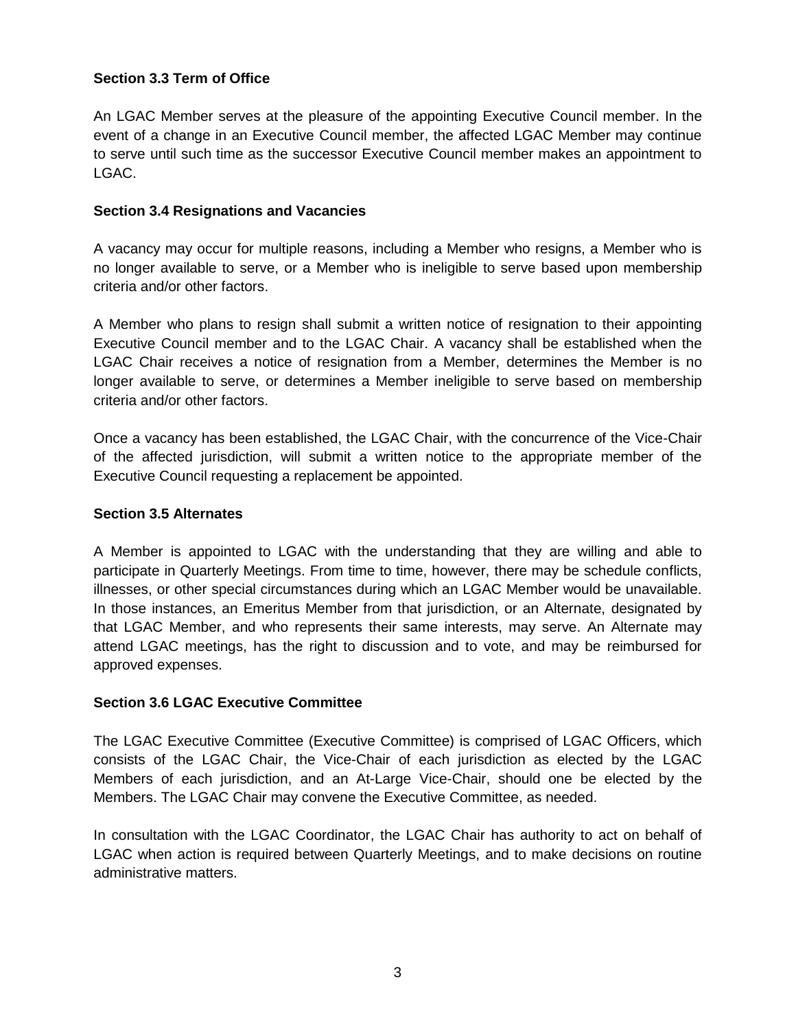**Section 3.3 Term of Office**

An LGAC Member serves at the pleasure of the appointing Executive Council member. In the event of a change in an Executive Council member, the affected LGAC Member may continue to serve until such time as the successor Executive Council member makes an appointment to LGAC.

**Section 3.4 Resignations and Vacancies**

A vacancy may occur for multiple reasons, including a Member who resigns, a Member who is no longer available to serve, or a Member who is ineligible to serve based upon membership criteria and/or other factors.

A Member who plans to resign shall submit a written notice of resignation to their appointing Executive Council member and to the LGAC Chair. A vacancy shall be established when the LGAC Chair receives a notice of resignation from a Member, determines the Member is no longer available to serve, or determines a Member ineligible to serve based on membership criteria and/or other factors.

Once a vacancy has been established, the LGAC Chair, with the concurrence of the Vice-Chair of the affected jurisdiction, will submit a written notice to the appropriate member of the Executive Council requesting a replacement be appointed.

**Section 3.5 Alternates**

A Member is appointed to LGAC with the understanding that they are willing and able to participate in Quarterly Meetings. From time to time, however, there may be schedule conflicts, illnesses, or other special circumstances during which an LGAC Member would be unavailable. In those instances, an Emeritus Member from that jurisdiction, or an Alternate, designated by that LGAC Member, and who represents their same interests, may serve. An Alternate may attend LGAC meetings, has the right to discussion and to vote, and may be reimbursed for approved expenses.

**Section 3.6 LGAC Executive Committee**

The LGAC Executive Committee (Executive Committee) is comprised of LGAC Officers, which consists of the LGAC Chair, the Vice-Chair of each jurisdiction as elected by the LGAC Members of each jurisdiction, and an At-Large Vice-Chair, should one be elected by the Members. The LGAC Chair may convene the Executive Committee, as needed.

In consultation with the LGAC Coordinator, the LGAC Chair has authority to act on behalf of LGAC when action is required between Quarterly Meetings, and to make decisions on routine administrative matters.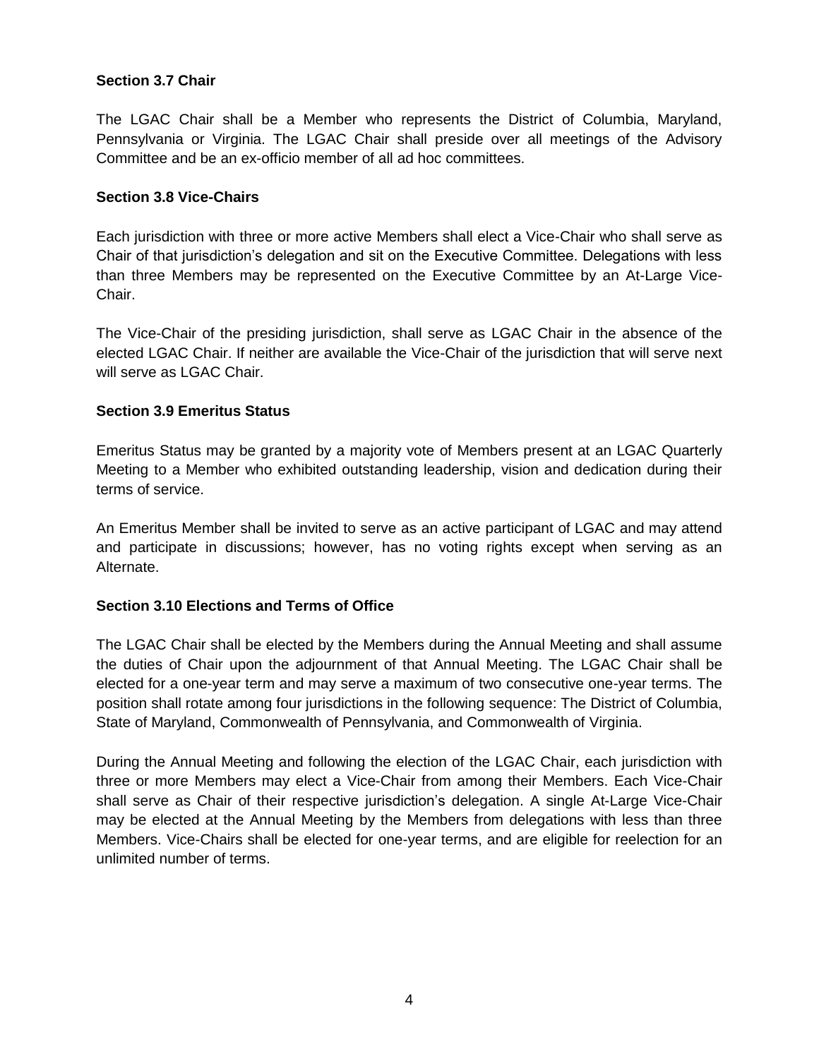**Section 3.7 Chair**

The LGAC Chair shall be a Member who represents the District of Columbia, Maryland, Pennsylvania or Virginia. The LGAC Chair shall preside over all meetings of the Advisory Committee and be an ex-officio member of all ad hoc committees.

**Section 3.8 Vice-Chairs**

Each jurisdiction with three or more active Members shall elect a Vice-Chair who shall serve as Chair of that jurisdiction's delegation and sit on the Executive Committee. Delegations with less than three Members may be represented on the Executive Committee by an At-Large Vice-Chair.

The Vice-Chair of the presiding jurisdiction, shall serve as LGAC Chair in the absence of the elected LGAC Chair. If neither are available the Vice-Chair of the jurisdiction that will serve next will serve as LGAC Chair.

**Section 3.9 Emeritus Status**

Emeritus Status may be granted by a majority vote of Members present at an LGAC Quarterly Meeting to a Member who exhibited outstanding leadership, vision and dedication during their terms of service.

An Emeritus Member shall be invited to serve as an active participant of LGAC and may attend and participate in discussions; however, has no voting rights except when serving as an Alternate.

**Section 3.10 Elections and Terms of Office**

The LGAC Chair shall be elected by the Members during the Annual Meeting and shall assume the duties of Chair upon the adjournment of that Annual Meeting. The LGAC Chair shall be elected for a one-year term and may serve a maximum of two consecutive one-year terms. The position shall rotate among four jurisdictions in the following sequence: The District of Columbia, State of Maryland, Commonwealth of Pennsylvania, and Commonwealth of Virginia.

During the Annual Meeting and following the election of the LGAC Chair, each jurisdiction with three or more Members may elect a Vice-Chair from among their Members. Each Vice-Chair shall serve as Chair of their respective jurisdiction's delegation. A single At-Large Vice-Chair may be elected at the Annual Meeting by the Members from delegations with less than three Members. Vice-Chairs shall be elected for one-year terms, and are eligible for reelection for an unlimited number of terms.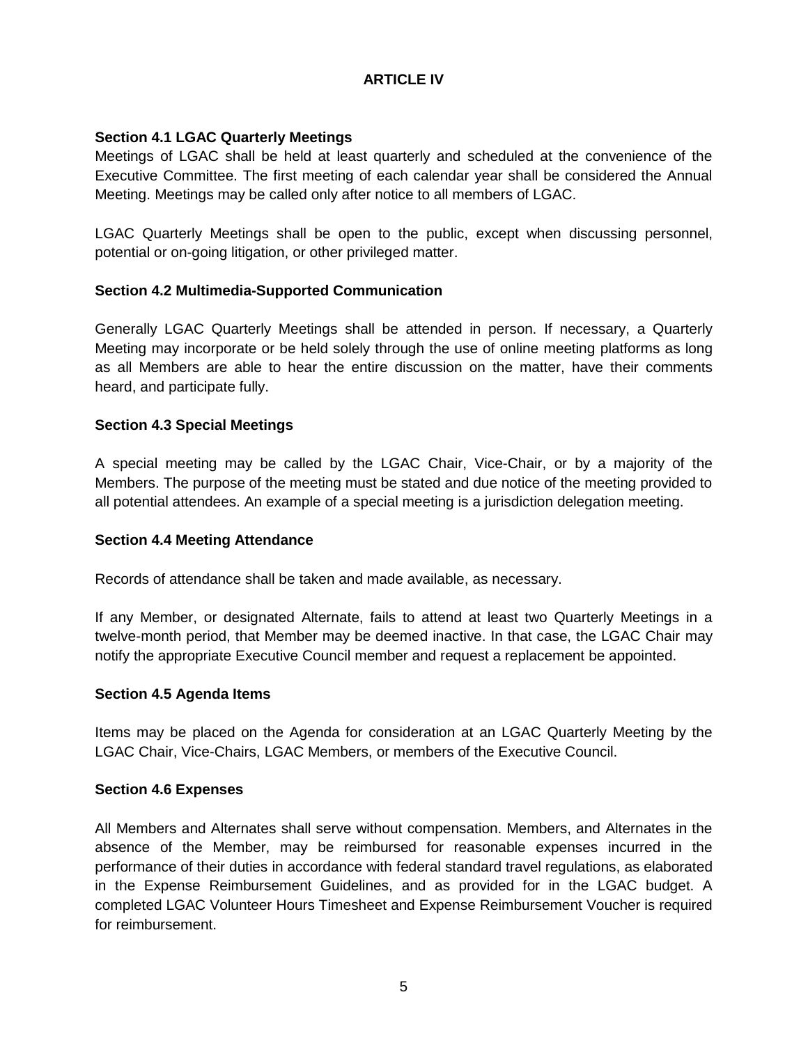## ARTICLE IV

### Section 4.1 LGAC Quarterly Meetings

Meetings of LGAC shall be held at least quarterly and scheduled at the convenience of the Executive Committee. The first meeting of each calendar year shall be considered the Annual Meeting. Meetings may be called only after notice to all members of LGAC.

LGAC Quarterly Meetings shall be open to the public, except when discussing personnel, potential or on-going litigation, or other privileged matter.

### Section 4.2 Multimedia-Supported Communication

Generally LGAC Quarterly Meetings shall be attended in person. If necessary, a Quarterly Meeting may incorporate or be held solely through the use of online meeting platforms as long as all Members are able to hear the entire discussion on the matter, have their comments heard, and participate fully.

### Section 4.3 Special Meetings

A special meeting may be called by the LGAC Chair, Vice-Chair, or by a majority of the Members. The purpose of the meeting must be stated and due notice of the meeting provided to all potential attendees. An example of a special meeting is a jurisdiction delegation meeting.

### Section 4.4 Meeting Attendance

Records of attendance shall be taken and made available, as necessary.

If any Member, or designated Alternate, fails to attend at least two Quarterly Meetings in a twelve-month period, that Member may be deemed inactive. In that case, the LGAC Chair may notify the appropriate Executive Council member and request a replacement be appointed.

### Section 4.5 Agenda Items

Items may be placed on the Agenda for consideration at an LGAC Quarterly Meeting by the LGAC Chair, Vice-Chairs, LGAC Members, or members of the Executive Council.

### Section 4.6 Expenses

All Members and Alternates shall serve without compensation. Members, and Alternates in the absence of the Member, may be reimbursed for reasonable expenses incurred in the performance of their duties in accordance with federal standard travel regulations, as elaborated in the Expense Reimbursement Guidelines, and as provided for in the LGAC budget. A completed LGAC Volunteer Hours Timesheet and Expense Reimbursement Voucher is required for reimbursement.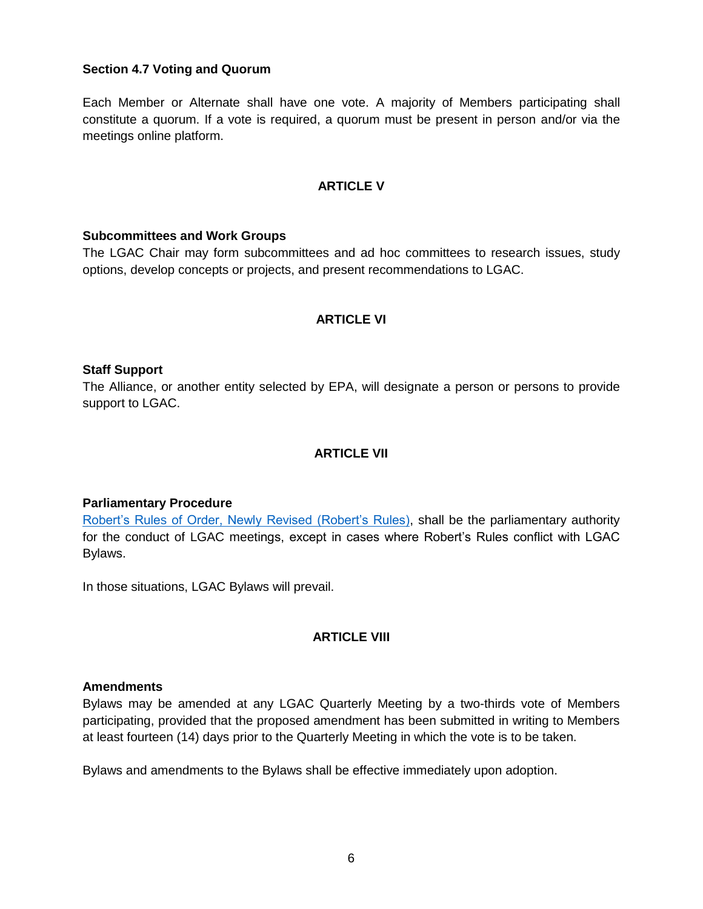### Section 4.7 Voting and Quorum

Each Member or Alternate shall have one vote. A majority of Members participating shall constitute a quorum. If a vote is required, a quorum must be present in person and/or via the meetings online platform.

## ARTICLE V

### Subcommittees and Work Groups

The LGAC Chair may form subcommittees and ad hoc committees to research issues, study options, develop concepts or projects, and present recommendations to LGAC.

## ARTICLE VI

### Staff Support

The Alliance, or another entity selected by EPA, will designate a person or persons to provide support to LGAC.

## ARTICLE VII

### Parliamentary Procedure

Robert's Rules of Order, Newly Revised (Robert's Rules), shall be the parliamentary authority for the conduct of LGAC meetings, except in cases where Robert's Rules conflict with LGAC Bylaws.

In those situations, LGAC Bylaws will prevail.

## ARTICLE VIII

### Amendments

Bylaws may be amended at any LGAC Quarterly Meeting by a two-thirds vote of Members participating, provided that the proposed amendment has been submitted in writing to Members at least fourteen (14) days prior to the Quarterly Meeting in which the vote is to be taken.

Bylaws and amendments to the Bylaws shall be effective immediately upon adoption.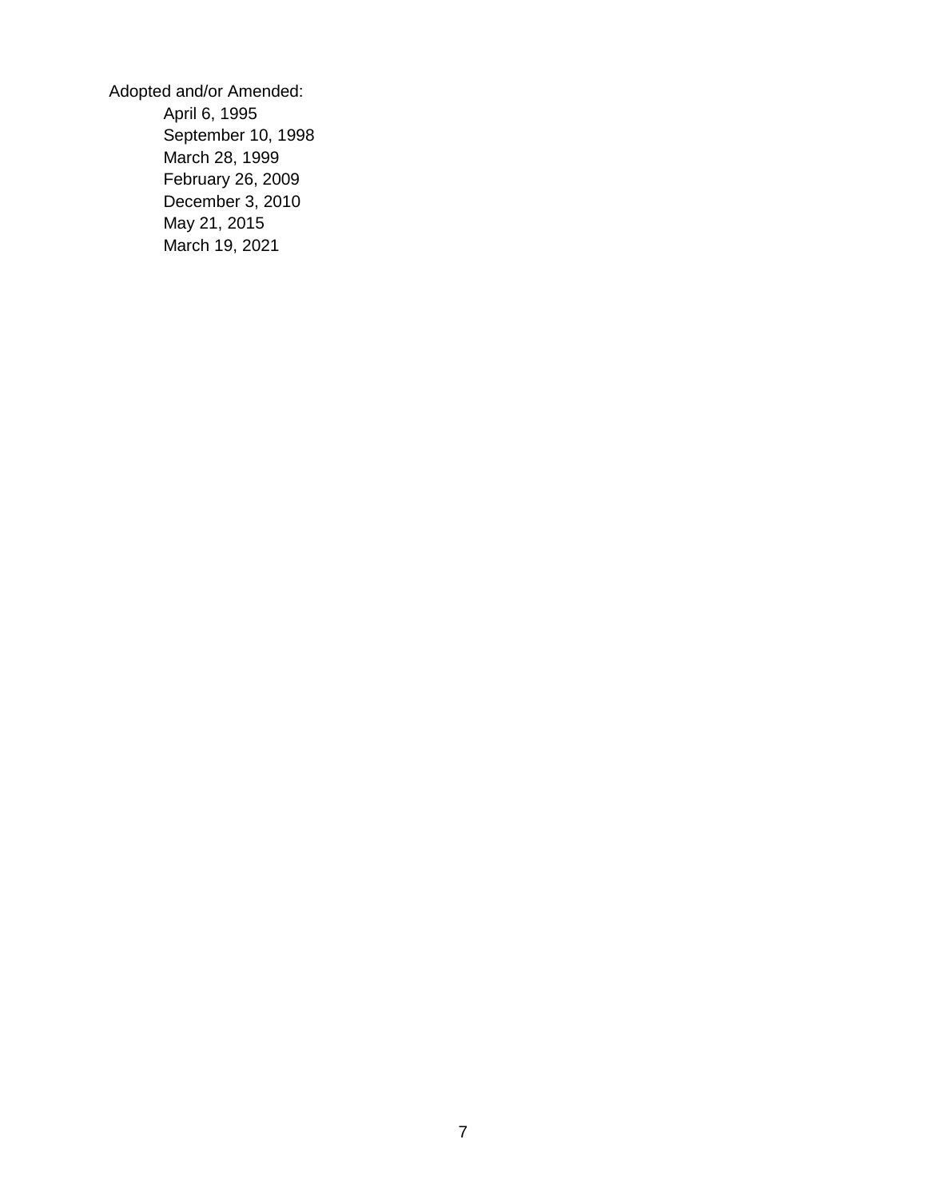Adopted and/or Amended:

- April 6, 1995
- September 10, 1998
- March 28, 1999
- February 26, 2009
- December 3, 2010
- May 21, 2015
- March 19, 2021